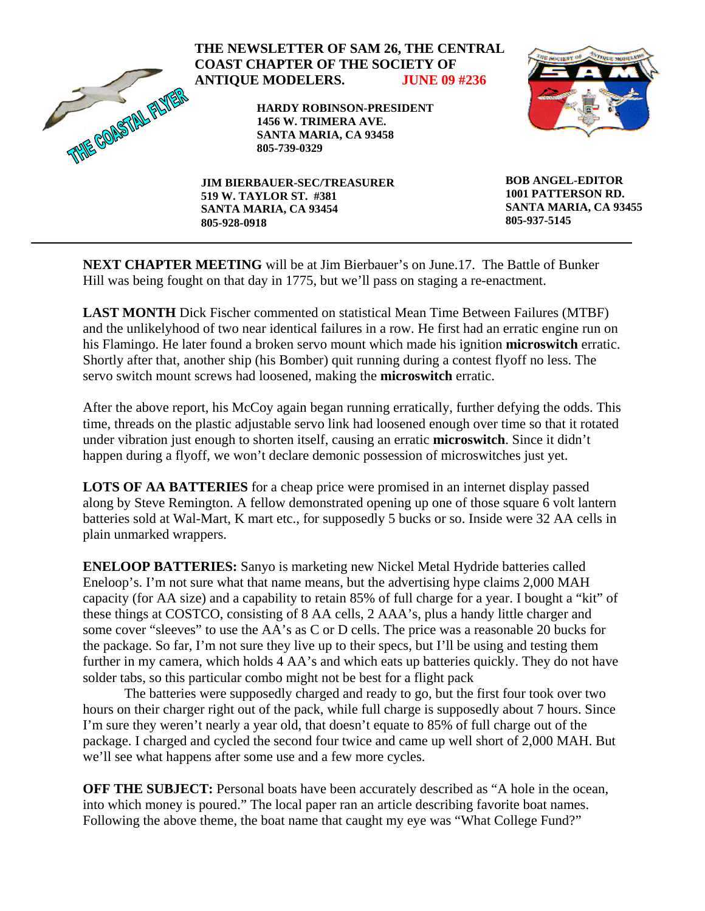# THE NEWSLETTER OF SAM 26, THE CENTRAL COAST CHAPTER OF THE SOCIETY OF ANTIQUE MODELERS. JUNE 09 #236

THE COASTAL FLYER

**HARDY ROBINSON-PRESIDENT**
**1456 W. TRIMERA AVE.**
**SANTA MARIA, CA 93458**
**805-739-0329**

**JIM BIERBAUER-SEC/TREASURER**
**519 W. TAYLOR ST. #381**
**SANTA MARIA, CA 93454**
**805-928-0918**

**BOB ANGEL-EDITOR**
**1001 PATTERSON RD.**
**SANTA MARIA, CA 93455**
**805-937-5145**

---

**NEXT CHAPTER MEETING** will be at Jim Bierbauer's on June.17. The Battle of Bunker Hill was being fought on that day in 1775, but we'll pass on staging a re-enactment.

**LAST MONTH** Dick Fischer commented on statistical Mean Time Between Failures (MTBF) and the unlikelyhood of two near identical failures in a row. He first had an erratic engine run on his Flamingo. He later found a broken servo mount which made his ignition **microswitch** erratic. Shortly after that, another ship (his Bomber) quit running during a contest flyoff no less. The servo switch mount screws had loosened, making the **microswitch** erratic.

After the above report, his McCoy again began running erratically, further defying the odds. This time, threads on the plastic adjustable servo link had loosened enough over time so that it rotated under vibration just enough to shorten itself, causing an erratic **microswitch**. Since it didn't happen during a flyoff, we won't declare demonic possession of microswitches just yet.

**LOTS OF AA BATTERIES** for a cheap price were promised in an internet display passed along by Steve Remington. A fellow demonstrated opening up one of those square 6 volt lantern batteries sold at Wal-Mart, K mart etc., for supposedly 5 bucks or so. Inside were 32 AA cells in plain unmarked wrappers.

**ENELOOP BATTERIES:** Sanyo is marketing new Nickel Metal Hydride batteries called Eneloop's. I'm not sure what that name means, but the advertising hype claims 2,000 MAH capacity (for AA size) and a capability to retain 85% of full charge for a year. I bought a "kit" of these things at COSTCO, consisting of 8 AA cells, 2 AAA's, plus a handy little charger and some cover "sleeves" to use the AA's as C or D cells. The price was a reasonable 20 bucks for the package. So far, I'm not sure they live up to their specs, but I'll be using and testing them further in my camera, which holds 4 AA's and which eats up batteries quickly. They do not have solder tabs, so this particular combo might not be best for a flight pack

The batteries were supposedly charged and ready to go, but the first four took over two hours on their charger right out of the pack, while full charge is supposedly about 7 hours. Since I'm sure they weren't nearly a year old, that doesn't equate to 85% of full charge out of the package. I charged and cycled the second four twice and came up well short of 2,000 MAH. But we'll see what happens after some use and a few more cycles.

**OFF THE SUBJECT:** Personal boats have been accurately described as "A hole in the ocean, into which money is poured." The local paper ran an article describing favorite boat names. Following the above theme, the boat name that caught my eye was "What College Fund?"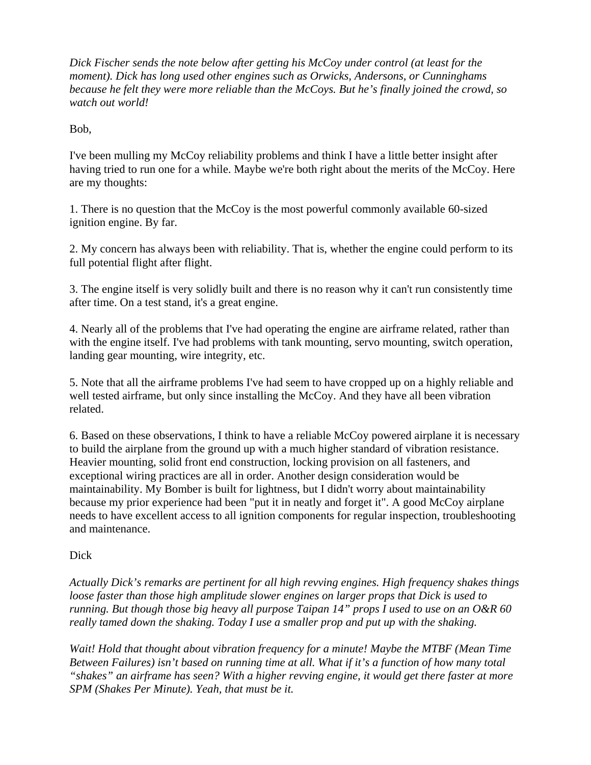*Dick Fischer sends the note below after getting his McCoy under control (at least for the moment). Dick has long used other engines such as Orwicks, Andersons, or Cunninghams because he felt they were more reliable than the McCoys. But he's finally joined the crowd, so watch out world!*

Bob,

I've been mulling my McCoy reliability problems and think I have a little better insight after having tried to run one for a while. Maybe we're both right about the merits of the McCoy. Here are my thoughts:

1. There is no question that the McCoy is the most powerful commonly available 60-sized ignition engine. By far.

2. My concern has always been with reliability. That is, whether the engine could perform to its full potential flight after flight.

3. The engine itself is very solidly built and there is no reason why it can't run consistently time after time. On a test stand, it's a great engine.

4. Nearly all of the problems that I've had operating the engine are airframe related, rather than with the engine itself. I've had problems with tank mounting, servo mounting, switch operation, landing gear mounting, wire integrity, etc.

5. Note that all the airframe problems I've had seem to have cropped up on a highly reliable and well tested airframe, but only since installing the McCoy. And they have all been vibration related.

6. Based on these observations, I think to have a reliable McCoy powered airplane it is necessary to build the airplane from the ground up with a much higher standard of vibration resistance. Heavier mounting, solid front end construction, locking provision on all fasteners, and exceptional wiring practices are all in order. Another design consideration would be maintainability. My Bomber is built for lightness, but I didn't worry about maintainability because my prior experience had been "put it in neatly and forget it". A good McCoy airplane needs to have excellent access to all ignition components for regular inspection, troubleshooting and maintenance.

Dick

*Actually Dick's remarks are pertinent for all high revving engines. High frequency shakes things loose faster than those high amplitude slower engines on larger props that Dick is used to running. But though those big heavy all purpose Taipan 14" props I used to use on an O&R 60 really tamed down the shaking. Today I use a smaller prop and put up with the shaking.*

*Wait! Hold that thought about vibration frequency for a minute! Maybe the MTBF (Mean Time Between Failures) isn't based on running time at all. What if it's a function of how many total "shakes" an airframe has seen? With a higher revving engine, it would get there faster at more SPM (Shakes Per Minute). Yeah, that must be it.*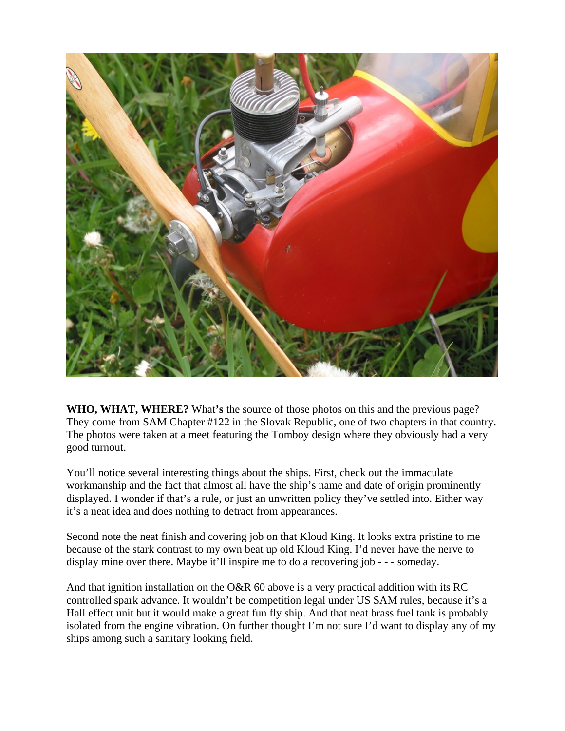**WHO, WHAT, WHERE?** What**'s** the source of those photos on this and the previous page? They come from SAM Chapter #122 in the Slovak Republic, one of two chapters in that country. The photos were taken at a meet featuring the Tomboy design where they obviously had a very good turnout.

You'll notice several interesting things about the ships. First, check out the immaculate workmanship and the fact that almost all have the ship's name and date of origin prominently displayed. I wonder if that's a rule, or just an unwritten policy they've settled into. Either way it's a neat idea and does nothing to detract from appearances.

Second note the neat finish and covering job on that Kloud King. It looks extra pristine to me because of the stark contrast to my own beat up old Kloud King. I'd never have the nerve to display mine over there. Maybe it'll inspire me to do a recovering job - - - someday.

And that ignition installation on the O&R 60 above is a very practical addition with its RC controlled spark advance. It wouldn't be competition legal under US SAM rules, because it's a Hall effect unit but it would make a great fun fly ship. And that neat brass fuel tank is probably isolated from the engine vibration. On further thought I'm not sure I'd want to display any of my ships among such a sanitary looking field.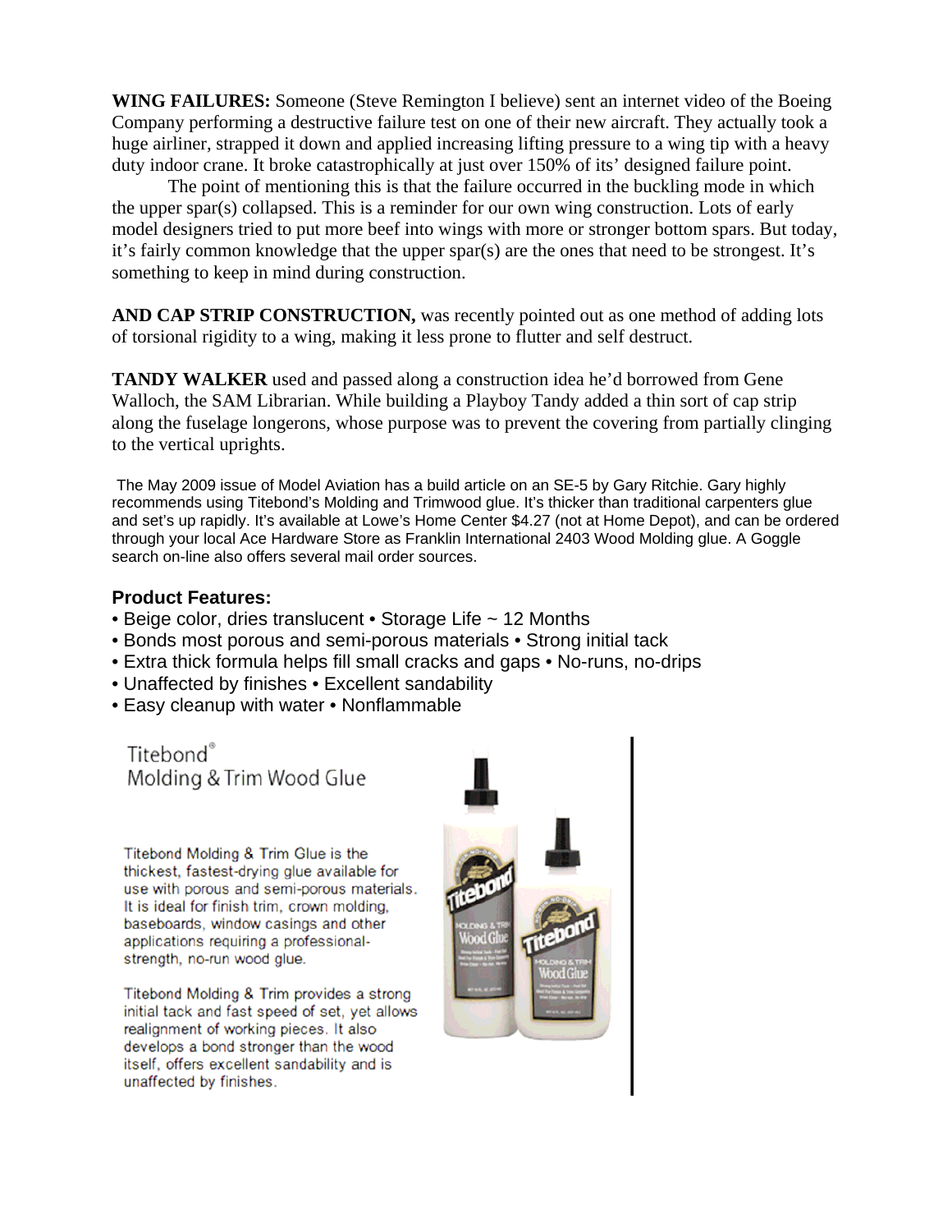**WING FAILURES:** Someone (Steve Remington I believe) sent an internet video of the Boeing Company performing a destructive failure test on one of their new aircraft. They actually took a huge airliner, strapped it down and applied increasing lifting pressure to a wing tip with a heavy duty indoor crane. It broke catastrophically at just over 150% of its' designed failure point.

The point of mentioning this is that the failure occurred in the buckling mode in which the upper spar(s) collapsed. This is a reminder for our own wing construction. Lots of early model designers tried to put more beef into wings with more or stronger bottom spars. But today, it's fairly common knowledge that the upper spar(s) are the ones that need to be strongest. It's something to keep in mind during construction.

**AND CAP STRIP CONSTRUCTION,** was recently pointed out as one method of adding lots of torsional rigidity to a wing, making it less prone to flutter and self destruct.

**TANDY WALKER** used and passed along a construction idea he'd borrowed from Gene Walloch, the SAM Librarian. While building a Playboy Tandy added a thin sort of cap strip along the fuselage longerons, whose purpose was to prevent the covering from partially clinging to the vertical uprights.

The May 2009 issue of Model Aviation has a build article on an SE-5 by Gary Ritchie. Gary highly recommends using Titebond's Molding and Trimwood glue. It's thicker than traditional carpenters glue and set's up rapidly. It's available at Lowe's Home Center $4.27 (not at Home Depot), and can be ordered through your local Ace Hardware Store as Franklin International 2403 Wood Molding glue. A Goggle search on-line also offers several mail order sources.

### Product Features:

- Beige color, dries translucent • Storage Life ~ 12 Months
- Bonds most porous and semi-porous materials • Strong initial tack
- Extra thick formula helps fill small cracks and gaps • No-runs, no-drips
- Unaffected by finishes • Excellent sandability
- Easy cleanup with water • Nonflammable

Titebond® Molding & Trim Wood Glue

Titebond Molding & Trim Glue is the thickest, fastest-drying glue available for use with porous and semi-porous materials. It is ideal for finish trim, crown molding, baseboards, window casings and other applications requiring a professional-strength, no-run wood glue.

Titebond Molding & Trim provides a strong initial tack and fast speed of set, yet allows realignment of working pieces. It also develops a bond stronger than the wood itself, offers excellent sandability and is unaffected by finishes.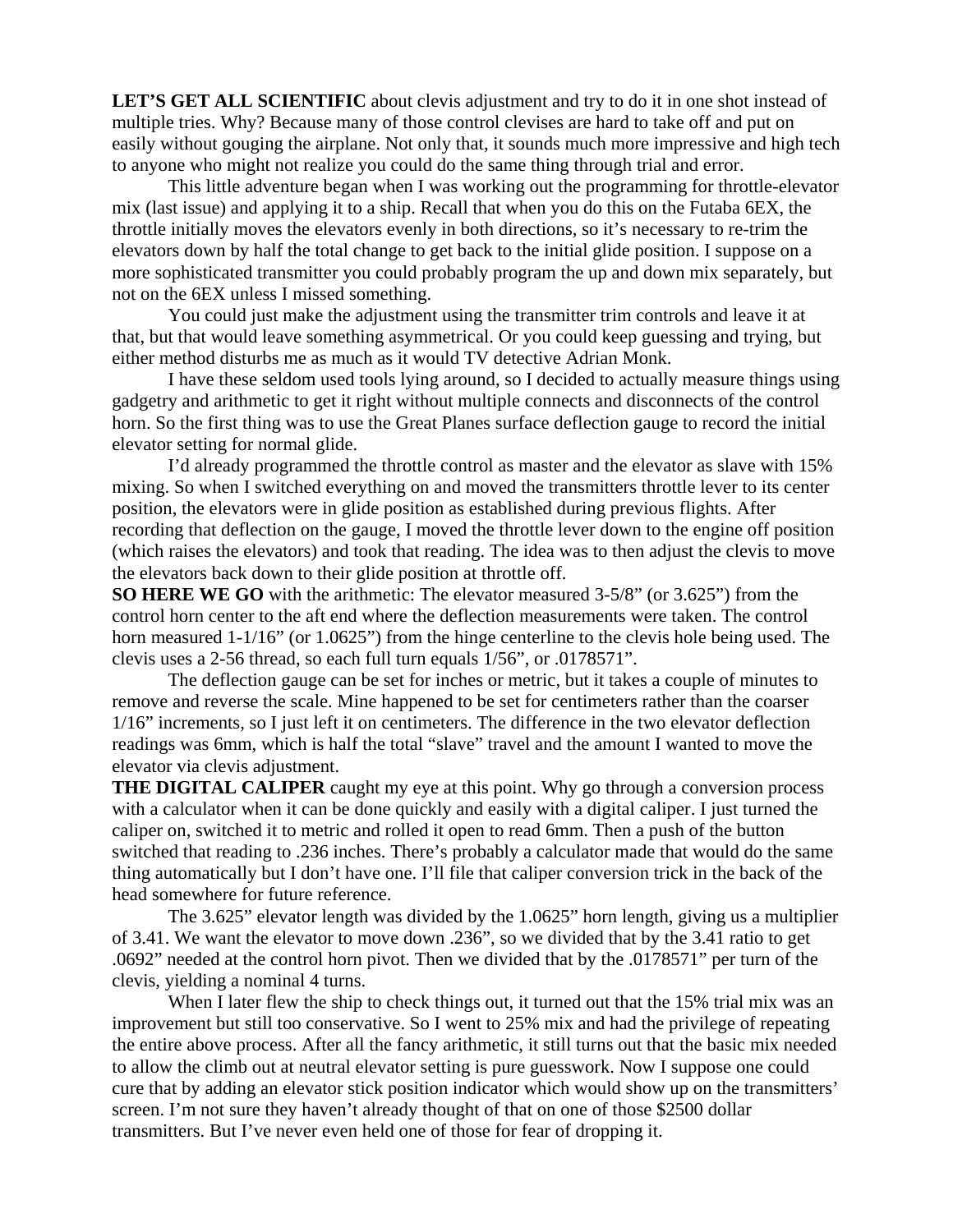**LET'S GET ALL SCIENTIFIC** about clevis adjustment and try to do it in one shot instead of multiple tries. Why? Because many of those control clevises are hard to take off and put on easily without gouging the airplane. Not only that, it sounds much more impressive and high tech to anyone who might not realize you could do the same thing through trial and error.

This little adventure began when I was working out the programming for throttle-elevator mix (last issue) and applying it to a ship. Recall that when you do this on the Futaba 6EX, the throttle initially moves the elevators evenly in both directions, so it's necessary to re-trim the elevators down by half the total change to get back to the initial glide position. I suppose on a more sophisticated transmitter you could probably program the up and down mix separately, but not on the 6EX unless I missed something.

You could just make the adjustment using the transmitter trim controls and leave it at that, but that would leave something asymmetrical. Or you could keep guessing and trying, but either method disturbs me as much as it would TV detective Adrian Monk.

I have these seldom used tools lying around, so I decided to actually measure things using gadgetry and arithmetic to get it right without multiple connects and disconnects of the control horn. So the first thing was to use the Great Planes surface deflection gauge to record the initial elevator setting for normal glide.

I'd already programmed the throttle control as master and the elevator as slave with 15% mixing. So when I switched everything on and moved the transmitters throttle lever to its center position, the elevators were in glide position as established during previous flights. After recording that deflection on the gauge, I moved the throttle lever down to the engine off position (which raises the elevators) and took that reading. The idea was to then adjust the clevis to move the elevators back down to their glide position at throttle off.

**SO HERE WE GO** with the arithmetic: The elevator measured 3-5/8" (or 3.625") from the control horn center to the aft end where the deflection measurements were taken. The control horn measured 1-1/16" (or 1.0625") from the hinge centerline to the clevis hole being used. The clevis uses a 2-56 thread, so each full turn equals 1/56", or .0178571".

The deflection gauge can be set for inches or metric, but it takes a couple of minutes to remove and reverse the scale. Mine happened to be set for centimeters rather than the coarser 1/16" increments, so I just left it on centimeters. The difference in the two elevator deflection readings was 6mm, which is half the total "slave" travel and the amount I wanted to move the elevator via clevis adjustment.

**THE DIGITAL CALIPER** caught my eye at this point. Why go through a conversion process with a calculator when it can be done quickly and easily with a digital caliper. I just turned the caliper on, switched it to metric and rolled it open to read 6mm. Then a push of the button switched that reading to .236 inches. There's probably a calculator made that would do the same thing automatically but I don't have one. I'll file that caliper conversion trick in the back of the head somewhere for future reference.

The 3.625" elevator length was divided by the 1.0625" horn length, giving us a multiplier of 3.41. We want the elevator to move down .236", so we divided that by the 3.41 ratio to get .0692" needed at the control horn pivot. Then we divided that by the .0178571" per turn of the clevis, yielding a nominal 4 turns.

When I later flew the ship to check things out, it turned out that the 15% trial mix was an improvement but still too conservative. So I went to 25% mix and had the privilege of repeating the entire above process. After all the fancy arithmetic, it still turns out that the basic mix needed to allow the climb out at neutral elevator setting is pure guesswork. Now I suppose one could cure that by adding an elevator stick position indicator which would show up on the transmitters' screen. I'm not sure they haven't already thought of that on one of those $2500 dollar transmitters. But I've never even held one of those for fear of dropping it.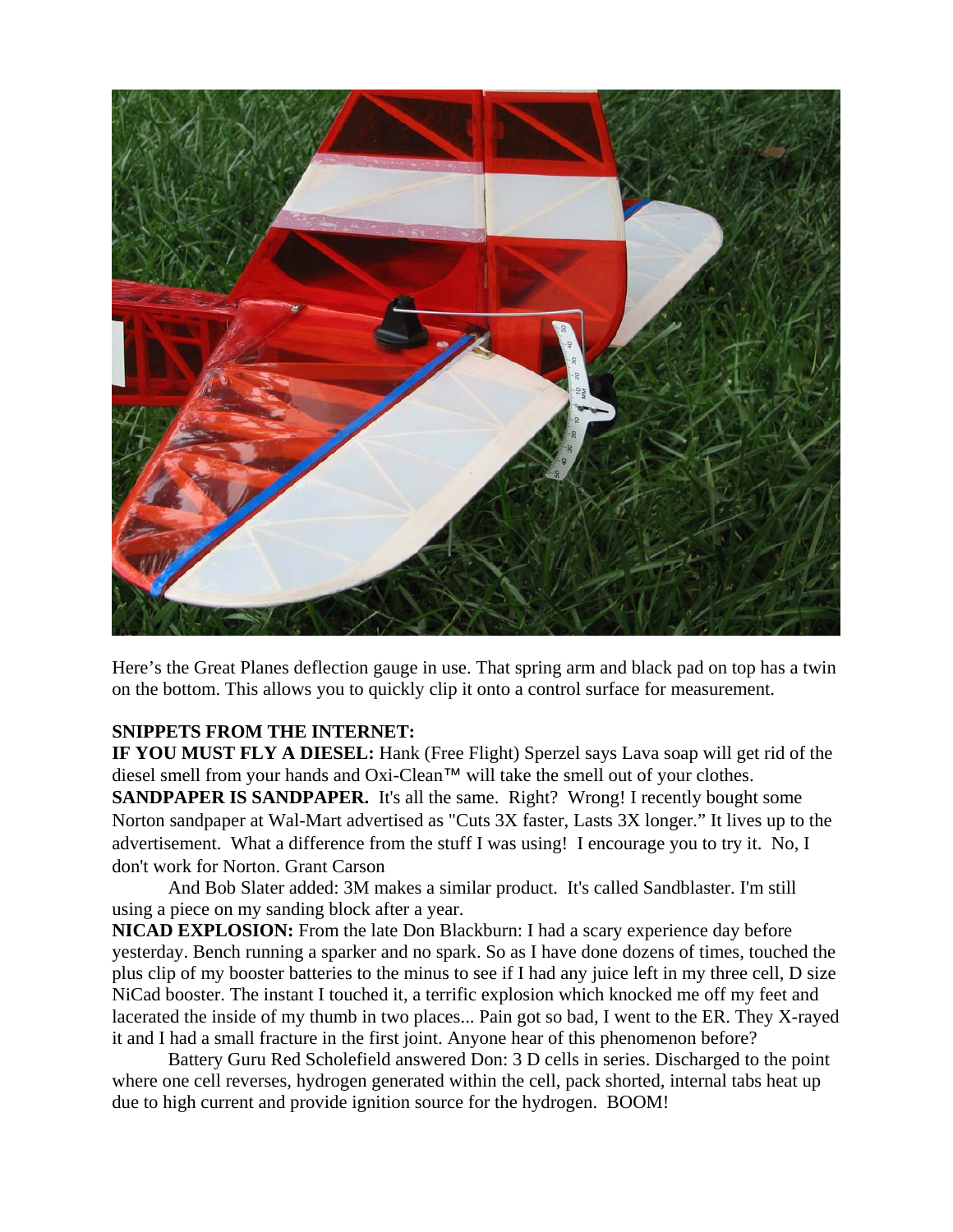Here's the Great Planes deflection gauge in use. That spring arm and black pad on top has a twin on the bottom. This allows you to quickly clip it onto a control surface for measurement.

**SNIPPETS FROM THE INTERNET:**

**IF YOU MUST FLY A DIESEL:** Hank (Free Flight) Sperzel says Lava soap will get rid of the diesel smell from your hands and Oxi-Clean™ will take the smell out of your clothes.

**SANDPAPER IS SANDPAPER.** It's all the same. Right? Wrong! I recently bought some Norton sandpaper at Wal-Mart advertised as "Cuts 3X faster, Lasts 3X longer." It lives up to the advertisement. What a difference from the stuff I was using! I encourage you to try it. No, I don't work for Norton. Grant Carson

And Bob Slater added: 3M makes a similar product. It's called Sandblaster. I'm still using a piece on my sanding block after a year.

**NICAD EXPLOSION:** From the late Don Blackburn: I had a scary experience day before yesterday. Bench running a sparker and no spark. So as I have done dozens of times, touched the plus clip of my booster batteries to the minus to see if I had any juice left in my three cell, D size NiCad booster. The instant I touched it, a terrific explosion which knocked me off my feet and lacerated the inside of my thumb in two places... Pain got so bad, I went to the ER. They X-rayed it and I had a small fracture in the first joint. Anyone hear of this phenomenon before?

Battery Guru Red Scholefield answered Don: 3 D cells in series. Discharged to the point where one cell reverses, hydrogen generated within the cell, pack shorted, internal tabs heat up due to high current and provide ignition source for the hydrogen. BOOM!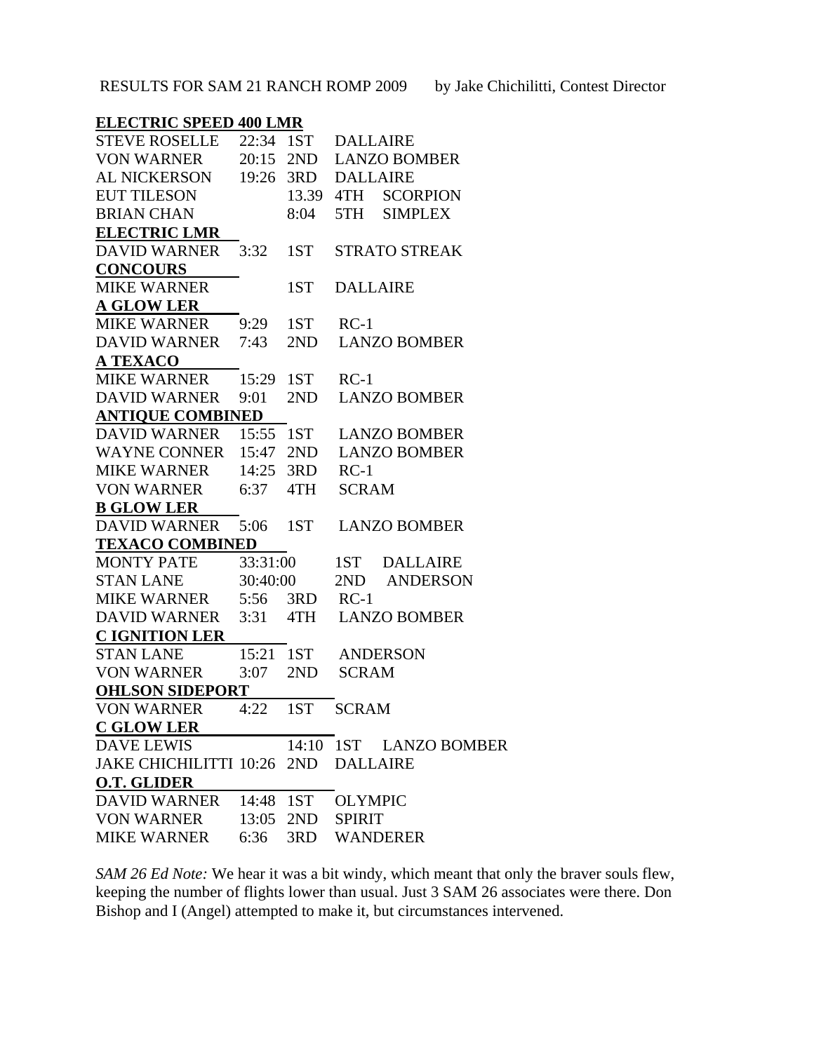RESULTS FOR SAM 21 RANCH ROMP 2009 by Jake Chichilitti, Contest Director

**ELECTRIC SPEED 400 LMR**

| Name | Time | Place | Model |
|---|---|---|---|
| STEVE ROSELLE | 22:34 | 1ST | DALLAIRE |
| VON WARNER | 20:15 | 2ND | LANZO BOMBER |
| AL NICKERSON | 19:26 | 3RD | DALLAIRE |
| EUT TILESON | 13.39 | 4TH | SCORPION |
| BRIAN CHAN | 8:04 | 5TH | SIMPLEX |

**ELECTRIC LMR**

| Name | Time | Place | Model |
|---|---|---|---|
| DAVID WARNER | 3:32 | 1ST | STRATO STREAK |

**CONCOURS**

| Name | Time | Place | Model |
|---|---|---|---|
| MIKE WARNER | | 1ST | DALLAIRE |

**A GLOW LER**

| Name | Time | Place | Model |
|---|---|---|---|
| MIKE WARNER | 9:29 | 1ST | RC-1 |
| DAVID WARNER | 7:43 | 2ND | LANZO BOMBER |

**A TEXACO**

| Name | Time | Place | Model |
|---|---|---|---|
| MIKE WARNER | 15:29 | 1ST | RC-1 |
| DAVID WARNER | 9:01 | 2ND | LANZO BOMBER |

**ANTIQUE COMBINED**

| Name | Time | Place | Model |
|---|---|---|---|
| DAVID WARNER | 15:55 | 1ST | LANZO BOMBER |
| WAYNE CONNER | 15:47 | 2ND | LANZO BOMBER |
| MIKE WARNER | 14:25 | 3RD | RC-1 |
| VON WARNER | 6:37 | 4TH | SCRAM |

**B GLOW LER**

| Name | Time | Place | Model |
|---|---|---|---|
| DAVID WARNER | 5:06 | 1ST | LANZO BOMBER |

**TEXACO COMBINED**

| Name | Time | Place | Model |
|---|---|---|---|
| MONTY PATE | 33:31:00 | 1ST | DALLAIRE |
| STAN LANE | 30:40:00 | 2ND | ANDERSON |
| MIKE WARNER | 5:56 | 3RD | RC-1 |
| DAVID WARNER | 3:31 | 4TH | LANZO BOMBER |

**C IGNITION LER**

| Name | Time | Place | Model |
|---|---|---|---|
| STAN LANE | 15:21 | 1ST | ANDERSON |
| VON WARNER | 3:07 | 2ND | SCRAM |

**OHLSON SIDEPORT**

| Name | Time | Place | Model |
|---|---|---|---|
| VON WARNER | 4:22 | 1ST | SCRAM |

**C GLOW LER**

| Name | Time | Place | Model |
|---|---|---|---|
| DAVE LEWIS | 14:10 | 1ST | LANZO BOMBER |
| JAKE CHICHILITTI | 10:26 | 2ND | DALLAIRE |

**O.T. GLIDER**

| Name | Time | Place | Model |
|---|---|---|---|
| DAVID WARNER | 14:48 | 1ST | OLYMPIC |
| VON WARNER | 13:05 | 2ND | SPIRIT |
| MIKE WARNER | 6:36 | 3RD | WANDERER |

*SAM 26 Ed Note:* We hear it was a bit windy, which meant that only the braver souls flew, keeping the number of flights lower than usual. Just 3 SAM 26 associates were there. Don Bishop and I (Angel) attempted to make it, but circumstances intervened.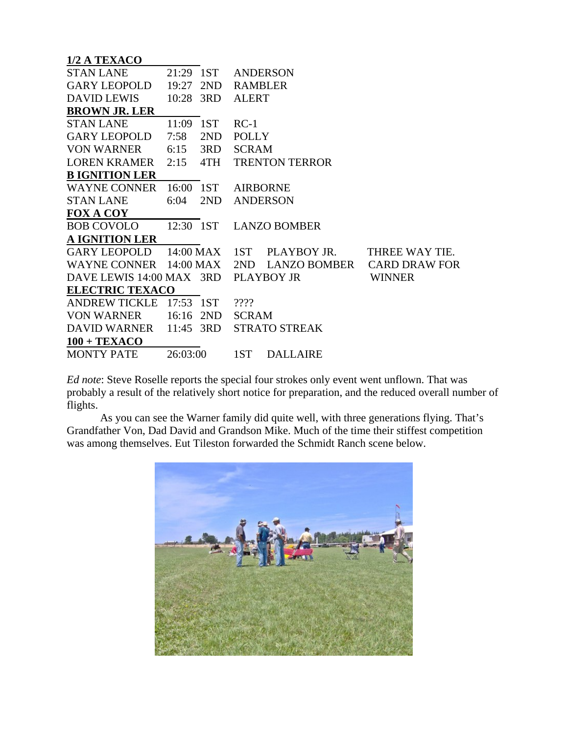**1/2 A TEXACO**

| | | | |
|---|---|---|---|
| STAN LANE | 21:29 | 1ST | ANDERSON |
| GARY LEOPOLD | 19:27 | 2ND | RAMBLER |
| DAVID LEWIS | 10:28 | 3RD | ALERT |

**BROWN JR. LER**

| | | | |
|---|---|---|---|
| STAN LANE | 11:09 | 1ST | RC-1 |
| GARY LEOPOLD | 7:58 | 2ND | POLLY |
| VON WARNER | 6:15 | 3RD | SCRAM |
| LOREN KRAMER | 2:15 | 4TH | TRENTON TERROR |

**B IGNITION LER**

| | | | |
|---|---|---|---|
| WAYNE CONNER | 16:00 | 1ST | AIRBORNE |
| STAN LANE | 6:04 | 2ND | ANDERSON |

**FOX A COY**

| | | | |
|---|---|---|---|
| BOB COVOLO | 12:30 | 1ST | LANZO BOMBER |

**A IGNITION LER**

| | | | | |
|---|---|---|---|---|
| GARY LEOPOLD | 14:00 MAX | 1ST | PLAYBOY JR. | THREE WAY TIE. |
| WAYNE CONNER | 14:00 MAX | 2ND | LANZO BOMBER | CARD DRAW FOR |
| DAVE LEWIS | 14:00 MAX | 3RD | PLAYBOY JR | WINNER |

**ELECTRIC TEXACO**

| | | | |
|---|---|---|---|
| ANDREW TICKLE | 17:53 | 1ST | ???? |
| VON WARNER | 16:16 | 2ND | SCRAM |
| DAVID WARNER | 11:45 | 3RD | STRATO STREAK |

**100 + TEXACO**

| | | | |
|---|---|---|---|
| MONTY PATE | 26:03:00 | 1ST | DALLAIRE |

*Ed note*: Steve Roselle reports the special four strokes only event went unflown. That was probably a result of the relatively short notice for preparation, and the reduced overall number of flights.

As you can see the Warner family did quite well, with three generations flying. That's Grandfather Von, Dad David and Grandson Mike. Much of the time their stiffest competition was among themselves. Eut Tileston forwarded the Schmidt Ranch scene below.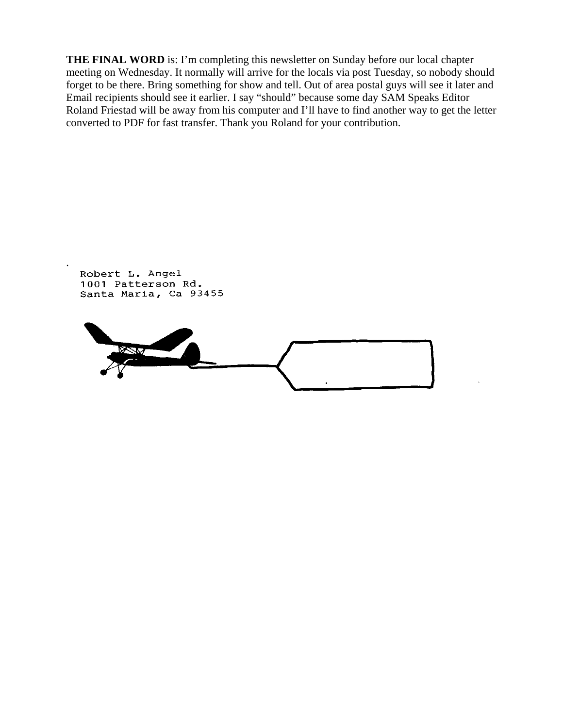**THE FINAL WORD** is: I'm completing this newsletter on Sunday before our local chapter meeting on Wednesday. It normally will arrive for the locals via post Tuesday, so nobody should forget to be there. Bring something for show and tell. Out of area postal guys will see it later and Email recipients should see it earlier. I say "should" because some day SAM Speaks Editor Roland Friestad will be away from his computer and I'll have to find another way to get the letter converted to PDF for fast transfer. Thank you Roland for your contribution.

Robert L. Angel
1001 Patterson Rd.
Santa Maria, Ca 93455